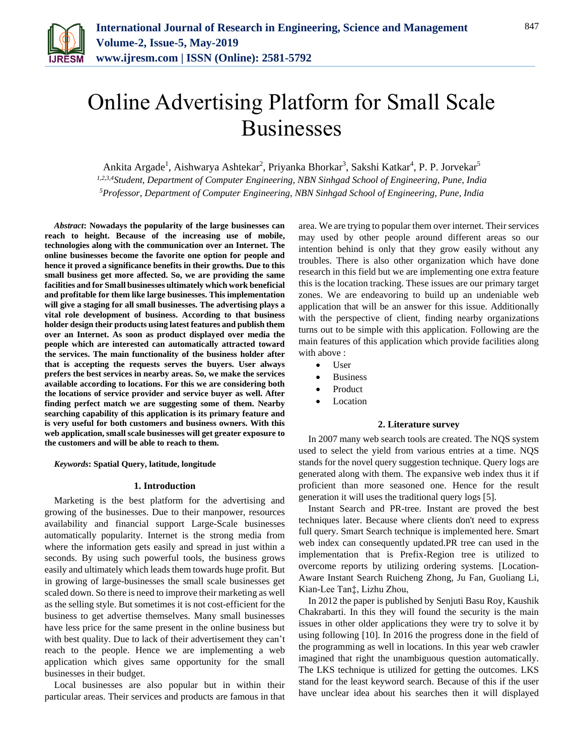# Online Advertising Platform for Small Scale Businesses

Ankita Argade[1], Aishwarya Ashtekar[2], Priyanka Bhorkar[3], Sakshi Katkar[4], P. P. Jorvekar[5]

[1,2,3,4]*Student, Department of Computer Engineering, NBN Sinhgad School of Engineering, Pune, India*
[5]*Professor, Department of Computer Engineering, NBN Sinhgad School of Engineering, Pune, India*

***Abstract*: Nowadays the popularity of the large businesses can reach to height. Because of the increasing use of mobile, technologies along with the communication over an Internet. The online businesses become the favorite one option for people and hence it proved a significance benefits in their growths. Due to this small business get more affected. So, we are providing the same facilities and for Small businesses ultimately which work beneficial and profitable for them like large businesses. This implementation will give a staging for all small businesses. The advertising plays a vital role development of business. According to that business holder design their products using latest features and publish them over an Internet. As soon as product displayed over media the people which are interested can automatically attracted toward the services. The main functionality of the business holder after that is accepting the requests serves the buyers. User always prefers the best services in nearby areas. So, we make the services available according to locations. For this we are considering both the locations of service provider and service buyer as well. After finding perfect match we are suggesting some of them. Nearby searching capability of this application is its primary feature and is very useful for both customers and business owners. With this web application, small scale businesses will get greater exposure to the customers and will be able to reach to them.**

***Keywords*: Spatial Query, latitude, longitude**

## 1. Introduction

Marketing is the best platform for the advertising and growing of the businesses. Due to their manpower, resources availability and financial support Large-Scale businesses automatically popularity. Internet is the strong media from where the information gets easily and spread in just within a seconds. By using such powerful tools, the business grows easily and ultimately which leads them towards huge profit. But in growing of large-businesses the small scale businesses get scaled down. So there is need to improve their marketing as well as the selling style. But sometimes it is not cost-efficient for the business to get advertise themselves. Many small businesses have less price for the same present in the online business but with best quality. Due to lack of their advertisement they can't reach to the people. Hence we are implementing a web application which gives same opportunity for the small businesses in their budget.

Local businesses are also popular but in within their particular areas. Their services and products are famous in that area. We are trying to popular them over internet. Their services may used by other people around different areas so our intention behind is only that they grow easily without any troubles. There is also other organization which have done research in this field but we are implementing one extra feature this is the location tracking. These issues are our primary target zones. We are endeavoring to build up an undeniable web application that will be an answer for this issue. Additionally with the perspective of client, finding nearby organizations turns out to be simple with this application. Following are the main features of this application which provide facilities along with above :

- User
- Business
- Product
- Location

## 2. Literature survey

In 2007 many web search tools are created. The NQS system used to select the yield from various entries at a time. NQS stands for the novel query suggestion technique. Query logs are generated along with them. The expansive web index thus it if proficient than more seasoned one. Hence for the result generation it will uses the traditional query logs [5].

Instant Search and PR-tree. Instant are proved the best techniques later. Because where clients don't need to express full query. Smart Search technique is implemented here. Smart web index can consequently updated.PR tree can used in the implementation that is Prefix-Region tree is utilized to overcome reports by utilizing ordering systems. [Location-Aware Instant Search Ruicheng Zhong, Ju Fan, Guoliang Li, Kian-Lee Tan‡, Lizhu Zhou,

In 2012 the paper is published by Senjuti Basu Roy, Kaushik Chakrabarti. In this they will found the security is the main issues in other older applications they were try to solve it by using following [10]. In 2016 the progress done in the field of the programming as well in locations. In this year web crawler imagined that right the unambiguous question automatically. The LKS technique is utilized for getting the outcomes. LKS stand for the least keyword search. Because of this if the user have unclear idea about his searches then it will displayed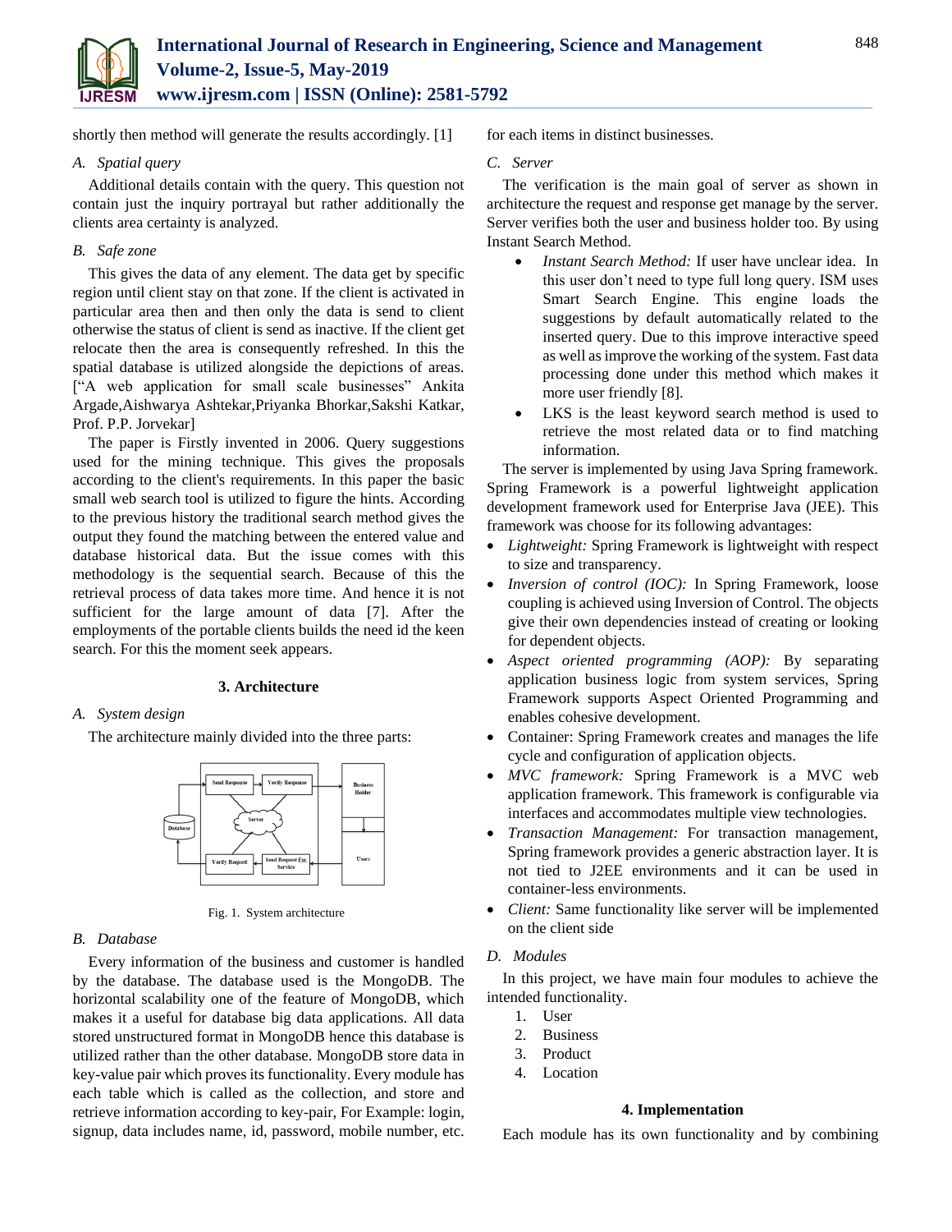shortly then method will generate the results accordingly. [1]

### A. Spatial query

Additional details contain with the query. This question not contain just the inquiry portrayal but rather additionally the clients area certainty is analyzed.

### B. Safe zone

This gives the data of any element. The data get by specific region until client stay on that zone. If the client is activated in particular area then and then only the data is send to client otherwise the status of client is send as inactive. If the client get relocate then the area is consequently refreshed. In this the spatial database is utilized alongside the depictions of areas. ["A web application for small scale businesses" Ankita Argade,Aishwarya Ashtekar,Priyanka Bhorkar,Sakshi Katkar, Prof. P.P. Jorvekar]

The paper is Firstly invented in 2006. Query suggestions used for the mining technique. This gives the proposals according to the client's requirements. In this paper the basic small web search tool is utilized to figure the hints. According to the previous history the traditional search method gives the output they found the matching between the entered value and database historical data. But the issue comes with this methodology is the sequential search. Because of this the retrieval process of data takes more time. And hence it is not sufficient for the large amount of data [7]. After the employments of the portable clients builds the need id the keen search. For this the moment seek appears.

## 3. Architecture

### A. System design

The architecture mainly divided into the three parts:

Fig. 1. System architecture

### B. Database

Every information of the business and customer is handled by the database. The database used is the MongoDB. The horizontal scalability one of the feature of MongoDB, which makes it a useful for database big data applications. All data stored unstructured format in MongoDB hence this database is utilized rather than the other database. MongoDB store data in key-value pair which proves its functionality. Every module has each table which is called as the collection, and store and retrieve information according to key-pair, For Example: login, signup, data includes name, id, password, mobile number, etc. for each items in distinct businesses.

### C. Server

The verification is the main goal of server as shown in architecture the request and response get manage by the server. Server verifies both the user and business holder too. By using Instant Search Method.

- *Instant Search Method:* If user have unclear idea. In this user don't need to type full long query. ISM uses Smart Search Engine. This engine loads the suggestions by default automatically related to the inserted query. Due to this improve interactive speed as well as improve the working of the system. Fast data processing done under this method which makes it more user friendly [8].
- LKS is the least keyword search method is used to retrieve the most related data or to find matching information.

The server is implemented by using Java Spring framework. Spring Framework is a powerful lightweight application development framework used for Enterprise Java (JEE). This framework was choose for its following advantages:

- *Lightweight:* Spring Framework is lightweight with respect to size and transparency.
- *Inversion of control (IOC):* In Spring Framework, loose coupling is achieved using Inversion of Control. The objects give their own dependencies instead of creating or looking for dependent objects.
- *Aspect oriented programming (AOP):* By separating application business logic from system services, Spring Framework supports Aspect Oriented Programming and enables cohesive development.
- Container: Spring Framework creates and manages the life cycle and configuration of application objects.
- *MVC framework:* Spring Framework is a MVC web application framework. This framework is configurable via interfaces and accommodates multiple view technologies.
- *Transaction Management:* For transaction management, Spring framework provides a generic abstraction layer. It is not tied to J2EE environments and it can be used in container-less environments.
- *Client:* Same functionality like server will be implemented on the client side

### D. Modules

In this project, we have main four modules to achieve the intended functionality.

1. User
2. Business
3. Product
4. Location

## 4. Implementation

Each module has its own functionality and by combining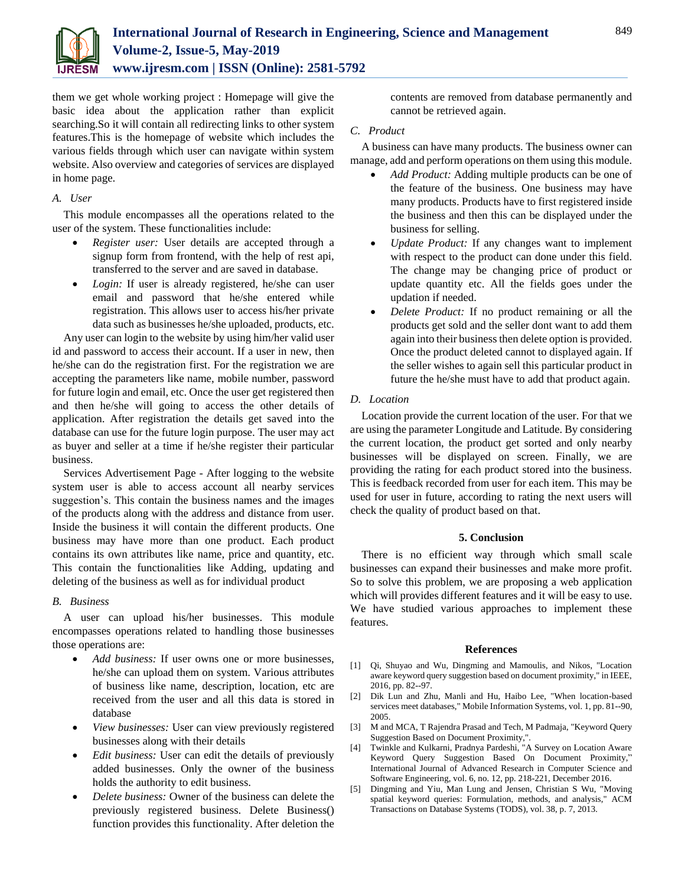them we get whole working project : Homepage will give the basic idea about the application rather than explicit searching.So it will contain all redirecting links to other system features.This is the homepage of website which includes the various fields through which user can navigate within system website. Also overview and categories of services are displayed in home page.

### A. User

This module encompasses all the operations related to the user of the system. These functionalities include:

- *Register user:* User details are accepted through a signup form from frontend, with the help of rest api, transferred to the server and are saved in database.
- *Login:* If user is already registered, he/she can user email and password that he/she entered while registration. This allows user to access his/her private data such as businesses he/she uploaded, products, etc.

Any user can login to the website by using him/her valid user id and password to access their account. If a user in new, then he/she can do the registration first. For the registration we are accepting the parameters like name, mobile number, password for future login and email, etc. Once the user get registered then and then he/she will going to access the other details of application. After registration the details get saved into the database can use for the future login purpose. The user may act as buyer and seller at a time if he/she register their particular business.

Services Advertisement Page - After logging to the website system user is able to access account all nearby services suggestion's. This contain the business names and the images of the products along with the address and distance from user. Inside the business it will contain the different products. One business may have more than one product. Each product contains its own attributes like name, price and quantity, etc. This contain the functionalities like Adding, updating and deleting of the business as well as for individual product

### B. Business

A user can upload his/her businesses. This module encompasses operations related to handling those businesses those operations are:

- *Add business:* If user owns one or more businesses, he/she can upload them on system. Various attributes of business like name, description, location, etc are received from the user and all this data is stored in database
- *View businesses:* User can view previously registered businesses along with their details
- *Edit business:* User can edit the details of previously added businesses. Only the owner of the business holds the authority to edit business.
- *Delete business:* Owner of the business can delete the previously registered business. Delete Business() function provides this functionality. After deletion the contents are removed from database permanently and cannot be retrieved again.

### C. Product

A business can have many products. The business owner can manage, add and perform operations on them using this module.

- *Add Product:* Adding multiple products can be one of the feature of the business. One business may have many products. Products have to first registered inside the business and then this can be displayed under the business for selling.
- *Update Product:* If any changes want to implement with respect to the product can done under this field. The change may be changing price of product or update quantity etc. All the fields goes under the updation if needed.
- *Delete Product:* If no product remaining or all the products get sold and the seller dont want to add them again into their business then delete option is provided. Once the product deleted cannot to displayed again. If the seller wishes to again sell this particular product in future the he/she must have to add that product again.

### D. Location

Location provide the current location of the user. For that we are using the parameter Longitude and Latitude. By considering the current location, the product get sorted and only nearby businesses will be displayed on screen. Finally, we are providing the rating for each product stored into the business. This is feedback recorded from user for each item. This may be used for user in future, according to rating the next users will check the quality of product based on that.

## 5. Conclusion

There is no efficient way through which small scale businesses can expand their businesses and make more profit. So to solve this problem, we are proposing a web application which will provides different features and it will be easy to use. We have studied various approaches to implement these features.

## References

[1] Qi, Shuyao and Wu, Dingming and Mamoulis, and Nikos, "Location aware keyword query suggestion based on document proximity," in IEEE, 2016, pp. 82--97.

[2] Dik Lun and Zhu, Manli and Hu, Haibo Lee, "When location-based services meet databases," Mobile Information Systems, vol. 1, pp. 81--90, 2005.

[3] M and MCA, T Rajendra Prasad and Tech, M Padmaja, "Keyword Query Suggestion Based on Document Proximity,".

[4] Twinkle and Kulkarni, Pradnya Pardeshi, "A Survey on Location Aware Keyword Query Suggestion Based On Document Proximity," International Journal of Advanced Research in Computer Science and Software Engineering, vol. 6, no. 12, pp. 218-221, December 2016.

[5] Dingming and Yiu, Man Lung and Jensen, Christian S Wu, "Moving spatial keyword queries: Formulation, methods, and analysis," ACM Transactions on Database Systems (TODS), vol. 38, p. 7, 2013.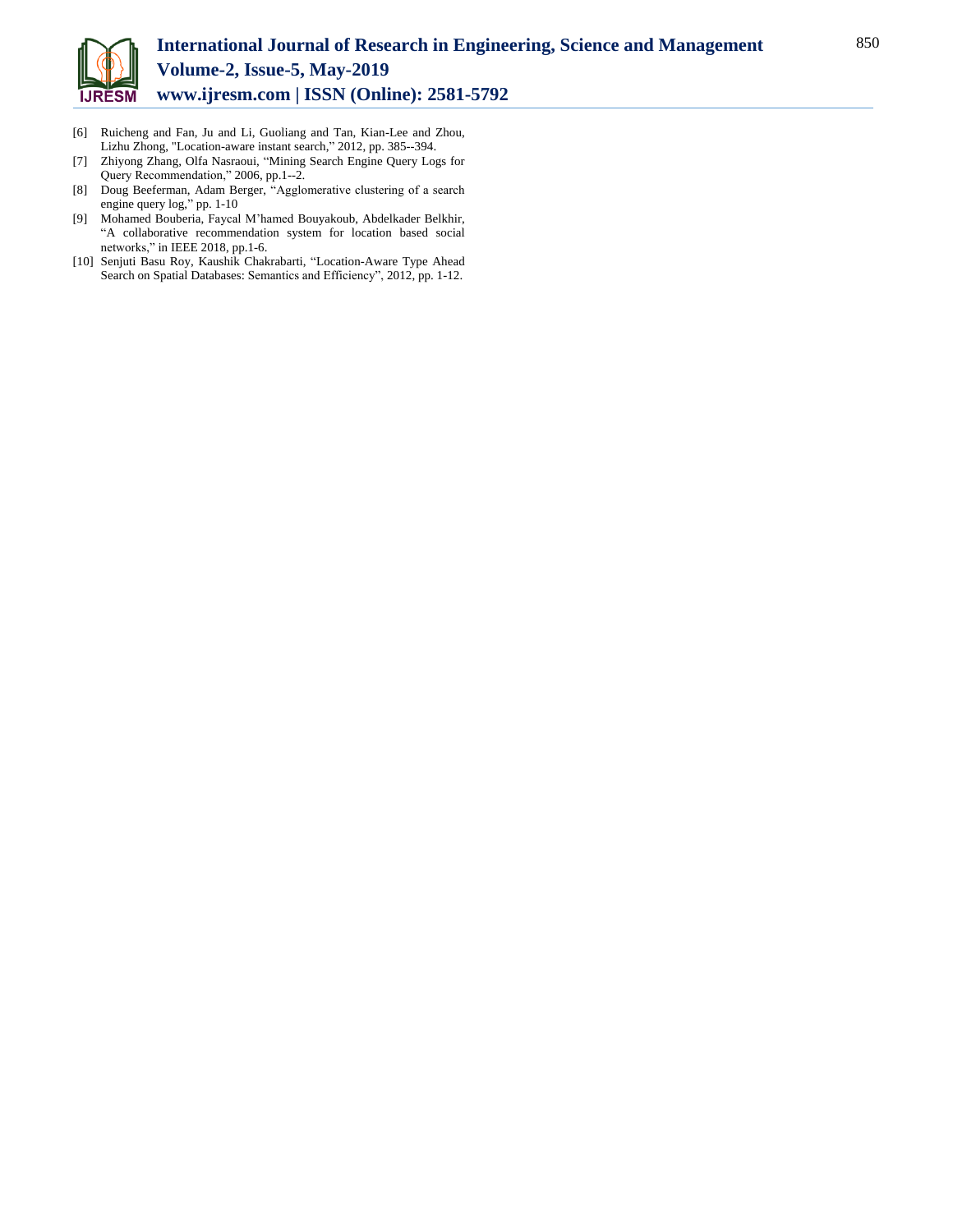[6] Ruicheng and Fan, Ju and Li, Guoliang and Tan, Kian-Lee and Zhou, Lizhu Zhong, "Location-aware instant search," 2012, pp. 385--394.

[7] Zhiyong Zhang, Olfa Nasraoui, "Mining Search Engine Query Logs for Query Recommendation," 2006, pp.1--2.

[8] Doug Beeferman, Adam Berger, "Agglomerative clustering of a search engine query log," pp. 1-10

[9] Mohamed Bouberia, Faycal M'hamed Bouyakoub, Abdelkader Belkhir, "A collaborative recommendation system for location based social networks," in IEEE 2018, pp.1-6.

[10] Senjuti Basu Roy, Kaushik Chakrabarti, "Location-Aware Type Ahead Search on Spatial Databases: Semantics and Efficiency", 2012, pp. 1-12.